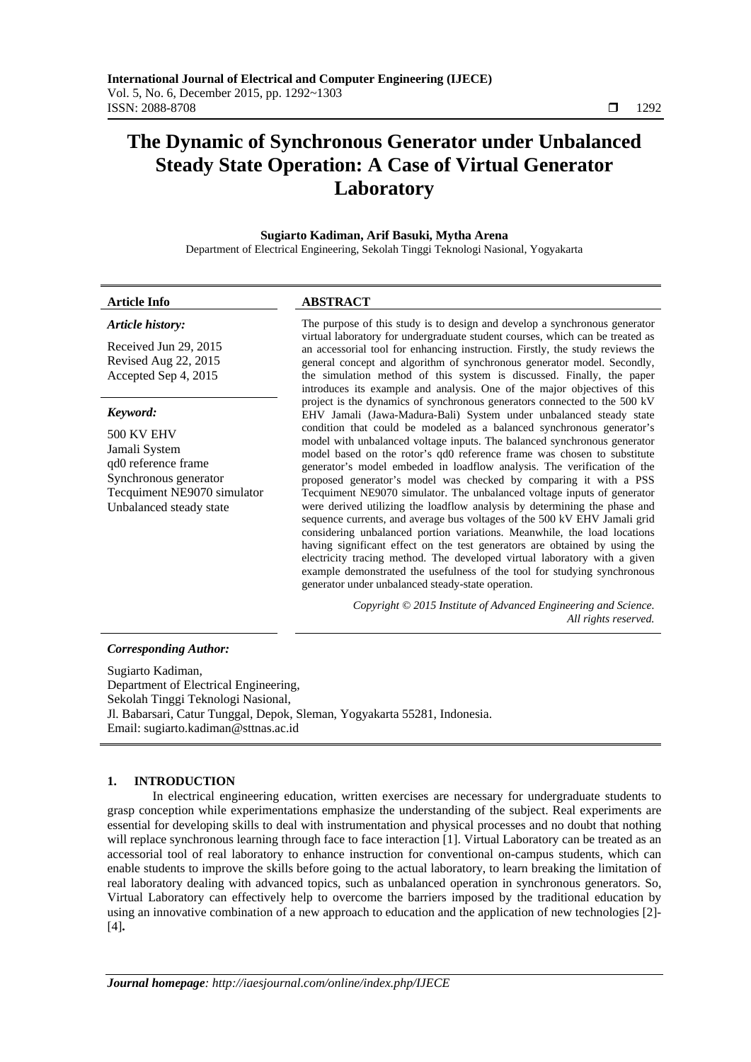# The Dynamic of Synchronous Generator under Unbalanced Steady State Operation: A Case of Virtual Generator Laboratory

**Sugiarto Kadiman, Arif Basuki, Mytha Arena**

Department of Electrical Engineering, Sekolah Tinggi Teknologi Nasional, Yogyakarta

### Article Info

***Article history:***

Received Jun 29, 2015
Revised Aug 22, 2015
Accepted Sep 4, 2015

***Keyword:***

500 KV EHV
Jamali System
qd0 reference frame
Synchronous generator
Tecquiment NE9070 simulator
Unbalanced steady state

### ABSTRACT

The purpose of this study is to design and develop a synchronous generator virtual laboratory for undergraduate student courses, which can be treated as an accessorial tool for enhancing instruction. Firstly, the study reviews the general concept and algorithm of synchronous generator model. Secondly, the simulation method of this system is discussed. Finally, the paper introduces its example and analysis. One of the major objectives of this project is the dynamics of synchronous generators connected to the 500 kV EHV Jamali (Jawa-Madura-Bali) System under unbalanced steady state condition that could be modeled as a balanced synchronous generator's model with unbalanced voltage inputs. The balanced synchronous generator model based on the rotor's qd0 reference frame was chosen to substitute generator's model embeded in loadflow analysis. The verification of the proposed generator's model was checked by comparing it with a PSS Tecquiment NE9070 simulator. The unbalanced voltage inputs of generator were derived utilizing the loadflow analysis by determining the phase and sequence currents, and average bus voltages of the 500 kV EHV Jamali grid considering unbalanced portion variations. Meanwhile, the load locations having significant effect on the test generators are obtained by using the electricity tracing method. The developed virtual laboratory with a given example demonstrated the usefulness of the tool for studying synchronous generator under unbalanced steady-state operation.

*Copyright © 2015 Institute of Advanced Engineering and Science. All rights reserved.*

***Corresponding Author:***

Sugiarto Kadiman,
Department of Electrical Engineering,
Sekolah Tinggi Teknologi Nasional,
Jl. Babarsari, Catur Tunggal, Depok, Sleman, Yogyakarta 55281, Indonesia.
Email: sugiarto.kadiman@sttnas.ac.id

## 1. INTRODUCTION

In electrical engineering education, written exercises are necessary for undergraduate students to grasp conception while experimentations emphasize the understanding of the subject. Real experiments are essential for developing skills to deal with instrumentation and physical processes and no doubt that nothing will replace synchronous learning through face to face interaction [1]. Virtual Laboratory can be treated as an accessorial tool of real laboratory to enhance instruction for conventional on-campus students, which can enable students to improve the skills before going to the actual laboratory, to learn breaking the limitation of real laboratory dealing with advanced topics, such as unbalanced operation in synchronous generators. So, Virtual Laboratory can effectively help to overcome the barriers imposed by the traditional education by using an innovative combination of a new approach to education and the application of new technologies [2]-[4]**.**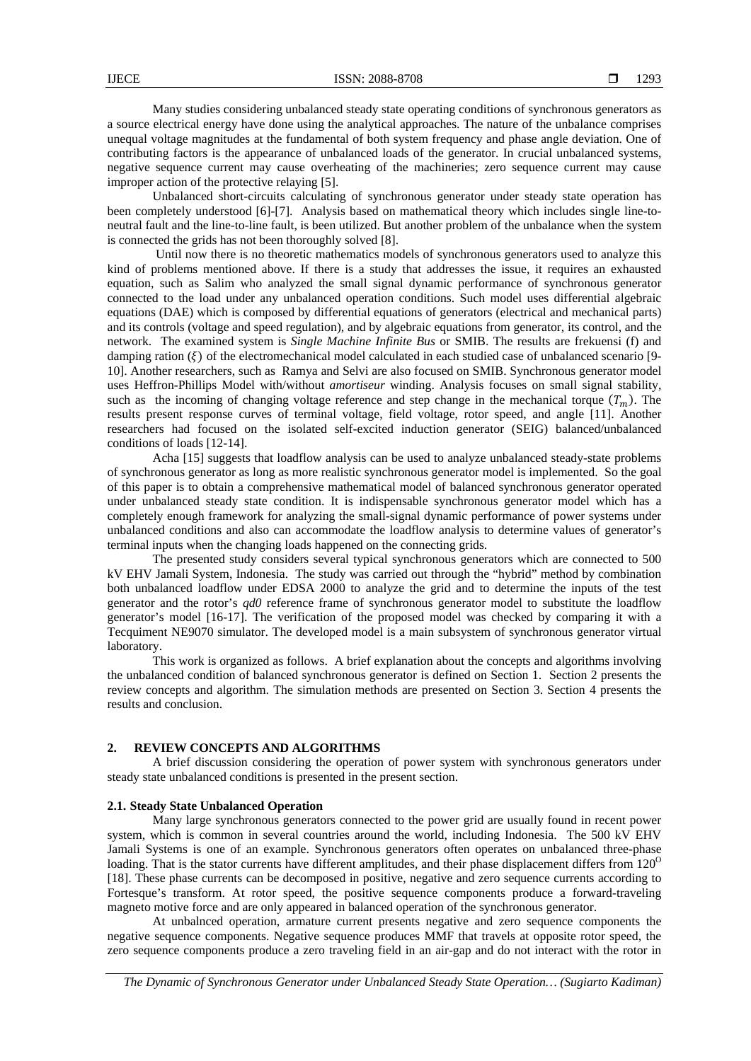Many studies considering unbalanced steady state operating conditions of synchronous generators as a source electrical energy have done using the analytical approaches. The nature of the unbalance comprises unequal voltage magnitudes at the fundamental of both system frequency and phase angle deviation. One of contributing factors is the appearance of unbalanced loads of the generator. In crucial unbalanced systems, negative sequence current may cause overheating of the machineries; zero sequence current may cause improper action of the protective relaying [5].

Unbalanced short-circuits calculating of synchronous generator under steady state operation has been completely understood [6]-[7]. Analysis based on mathematical theory which includes single line-to-neutral fault and the line-to-line fault, is been utilized. But another problem of the unbalance when the system is connected the grids has not been thoroughly solved [8].

Until now there is no theoretic mathematics models of synchronous generators used to analyze this kind of problems mentioned above. If there is a study that addresses the issue, it requires an exhausted equation, such as Salim who analyzed the small signal dynamic performance of synchronous generator connected to the load under any unbalanced operation conditions. Such model uses differential algebraic equations (DAE) which is composed by differential equations of generators (electrical and mechanical parts) and its controls (voltage and speed regulation), and by algebraic equations from generator, its control, and the network. The examined system is *Single Machine Infinite Bus* or SMIB. The results are frekuensi (f) and damping ration ($\xi$) of the electromechanical model calculated in each studied case of unbalanced scenario [9-10]. Another researchers, such as Ramya and Selvi are also focused on SMIB. Synchronous generator model uses Heffron-Phillips Model with/without *amortiseur* winding. Analysis focuses on small signal stability, such as the incoming of changing voltage reference and step change in the mechanical torque ($T_m$). The results present response curves of terminal voltage, field voltage, rotor speed, and angle [11]. Another researchers had focused on the isolated self-excited induction generator (SEIG) balanced/unbalanced conditions of loads [12-14].

Acha [15] suggests that loadflow analysis can be used to analyze unbalanced steady-state problems of synchronous generator as long as more realistic synchronous generator model is implemented. So the goal of this paper is to obtain a comprehensive mathematical model of balanced synchronous generator operated under unbalanced steady state condition. It is indispensable synchronous generator model which has a completely enough framework for analyzing the small-signal dynamic performance of power systems under unbalanced conditions and also can accommodate the loadflow analysis to determine values of generator's terminal inputs when the changing loads happened on the connecting grids.

The presented study considers several typical synchronous generators which are connected to 500 kV EHV Jamali System, Indonesia. The study was carried out through the "hybrid" method by combination both unbalanced loadflow under EDSA 2000 to analyze the grid and to determine the inputs of the test generator and the rotor's *qd0* reference frame of synchronous generator model to substitute the loadflow generator's model [16-17]. The verification of the proposed model was checked by comparing it with a Tecquiment NE9070 simulator. The developed model is a main subsystem of synchronous generator virtual laboratory.

This work is organized as follows. A brief explanation about the concepts and algorithms involving the unbalanced condition of balanced synchronous generator is defined on Section 1. Section 2 presents the review concepts and algorithm. The simulation methods are presented on Section 3. Section 4 presents the results and conclusion.

## 2. REVIEW CONCEPTS AND ALGORITHMS

A brief discussion considering the operation of power system with synchronous generators under steady state unbalanced conditions is presented in the present section.

### 2.1. Steady State Unbalanced Operation

Many large synchronous generators connected to the power grid are usually found in recent power system, which is common in several countries around the world, including Indonesia. The 500 kV EHV Jamali Systems is one of an example. Synchronous generators often operates on unbalanced three-phase loading. That is the stator currents have different amplitudes, and their phase displacement differs from $120^{O}$ [18]. These phase currents can be decomposed in positive, negative and zero sequence currents according to Fortesque's transform. At rotor speed, the positive sequence components produce a forward-traveling magneto motive force and are only appeared in balanced operation of the synchronous generator.

At unbalnced operation, armature current presents negative and zero sequence components the negative sequence components. Negative sequence produces MMF that travels at opposite rotor speed, the zero sequence components produce a zero traveling field in an air-gap and do not interact with the rotor in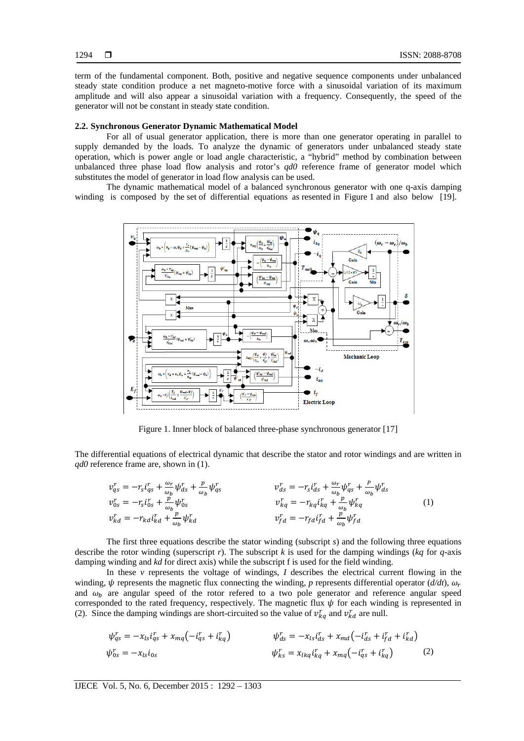term of the fundamental component. Both, positive and negative sequence components under unbalanced steady state condition produce a net magneto-motive force with a sinusoidal variation of its maximum amplitude and will also appear a sinusoidal variation with a frequency. Consequently, the speed of the generator will not be constant in steady state condition.

### 2.2. Synchronous Generator Dynamic Mathematical Model

For all of usual generator application, there is more than one generator operating in parallel to supply demanded by the loads. To analyze the dynamic of generators under unbalanced steady state operation, which is power angle or load angle characteristic, a "hybrid" method by combination between unbalanced three phase load flow analysis and rotor's *qd0* reference frame of generator model which substitutes the model of generator in load flow analysis can be used.

The dynamic mathematical model of a balanced synchronous generator with one q-axis damping winding is composed by the set of differential equations as resented in Figure 1 and also below [19].

Figure 1. Inner block of balanced three-phase synchronous generator [17]

The differential equations of electrical dynamic that describe the stator and rotor windings and are written in *qd0* reference frame are, shown in (1).

$$
\begin{aligned}
v_{qs}^r &= -r_s i_{qs}^r + \frac{\omega_r}{\omega_b}\psi_{ds}^r + \frac{p}{\omega_b}\psi_{qs}^r & \qquad v_{ds}^r &= -r_s i_{ds}^r + \frac{\omega_r}{\omega_b}\psi_{qs}^r + \frac{p}{\omega_b}\psi_{ds}^r \\
v_{0s}^r &= -r_s i_{0s}^r + \frac{p}{\omega_b}\psi_{0s}^r & \qquad v_{kq}^r &= -r_{kq} i_{kq}^r + \frac{p}{\omega_b}\psi_{kq}^r \\
v_{kd}^r &= -r_{kd} i_{kd}^r + \frac{p}{\omega_b}\psi_{kd}^r & \qquad v_{fd}^r &= -r_{fd} i_{fd}^r + \frac{p}{\omega_b}\psi_{fd}^r
\end{aligned} \tag{1}
$$

The first three equations describe the stator winding (subscript *s*) and the following three equations describe the rotor winding (superscript *r*). The subscript *k* is used for the damping windings (*kq* for *q*-axis damping winding and *kd* for direct axis) while the subscript f is used for the field winding.

In these *v* represents the voltage of windings, *I* describes the electrical current flowing in the winding, $\psi$ represents the magnetic flux connecting the winding, *p* represents differential operator (*d/dt*), $\omega_r$ and $\omega_b$ are angular speed of the rotor refered to a two pole generator and reference angular speed corresponded to the rated frequency, respectively. The magnetic flux $\psi$ for each winding is represented in (2). Since the damping windings are short-circuited so the value of $v_{kq}^r$ and $v_{kd}^r$ are null.

$$
\begin{aligned}
\psi_{qs}^r &= -x_{ls} i_{qs}^r + x_{mq}\left(-i_{qs}^r + i_{kq}^r\right) & \qquad \psi_{ds}^r &= -x_{ls} i_{ds}^r + x_{md}\left(-i_{ds}^r + i_{fd}^r + i_{kd}^r\right) \\
\psi_{0s}^r &= -x_{ls} i_{0s} & \qquad \psi_{ks}^r &= x_{lkq} i_{kq}^r + x_{mq}\left(-i_{qs}^r + i_{kq}^r\right)
\end{aligned} \tag{2}
$$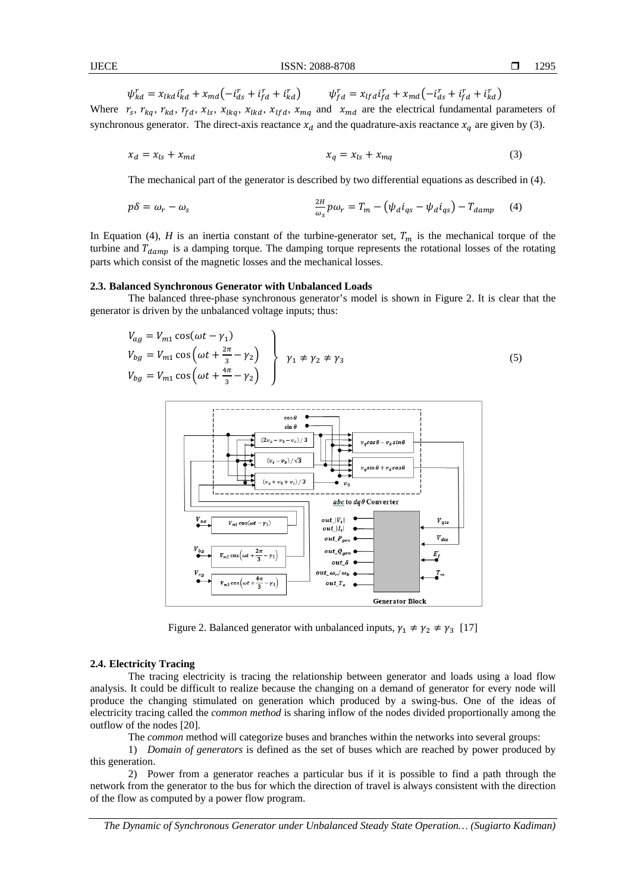$$\psi_{kd}^r = x_{lkd} i_{kd}^r + x_{md}\left(-i_{ds}^r + i_{fd}^r + i_{kd}^r\right) \qquad \psi_{fd}^r = x_{lfd} i_{fd}^r + x_{md}\left(-i_{ds}^r + i_{fd}^r + i_{kd}^r\right)$$

Where $r_s$, $r_{kq}$, $r_{kd}$, $r_{fd}$, $x_{ls}$, $x_{lkq}$, $x_{lkd}$, $x_{lfd}$, $x_{mq}$ and $x_{md}$ are the electrical fundamental parameters of synchronous generator. The direct-axis reactance $x_d$ and the quadrature-axis reactance $x_q$ are given by (3).

$$x_d = x_{ls} + x_{md} \qquad x_q = x_{ls} + x_{mq} \tag{3}$$

The mechanical part of the generator is described by two differential equations as described in (4).

$$p\delta = \omega_r - \omega_s \qquad \frac{2H}{\omega_s} p\omega_r = T_m - \left(\psi_d i_{qs} - \psi_d i_{qs}\right) - T_{damp} \tag{4}$$

In Equation (4), *H* is an inertia constant of the turbine-generator set, $T_m$ is the mechanical torque of the turbine and $T_{damp}$ is a damping torque. The damping torque represents the rotational losses of the rotating parts which consist of the magnetic losses and the mechanical losses.

### 2.3. Balanced Synchronous Generator with Unbalanced Loads

The balanced three-phase synchronous generator's model is shown in Figure 2. It is clear that the generator is driven by the unbalanced voltage inputs; thus:

$$\left.\begin{aligned} V_{ag} &= V_{m1}\cos(\omega t - \gamma_1) \\ V_{bg} &= V_{m1}\cos\left(\omega t + \tfrac{2\pi}{3} - \gamma_2\right) \\ V_{bg} &= V_{m1}\cos\left(\omega t + \tfrac{4\pi}{3} - \gamma_2\right) \end{aligned}\right\} \quad \gamma_1 \neq \gamma_2 \neq \gamma_3 \tag{5}$$

Figure 2. Balanced generator with unbalanced inputs, $\gamma_1 \neq \gamma_2 \neq \gamma_3$ [17]

### 2.4. Electricity Tracing

The tracing electricity is tracing the relationship between generator and loads using a load flow analysis. It could be difficult to realize because the changing on a demand of generator for every node will produce the changing stimulated on generation which produced by a swing-bus. One of the ideas of electricity tracing called the *common method* is sharing inflow of the nodes divided proportionally among the outflow of the nodes [20].

The *common* method will categorize buses and branches within the networks into several groups:

1) *Domain of generators* is defined as the set of buses which are reached by power produced by this generation.

2) Power from a generator reaches a particular bus if it is possible to find a path through the network from the generator to the bus for which the direction of travel is always consistent with the direction of the flow as computed by a power flow program.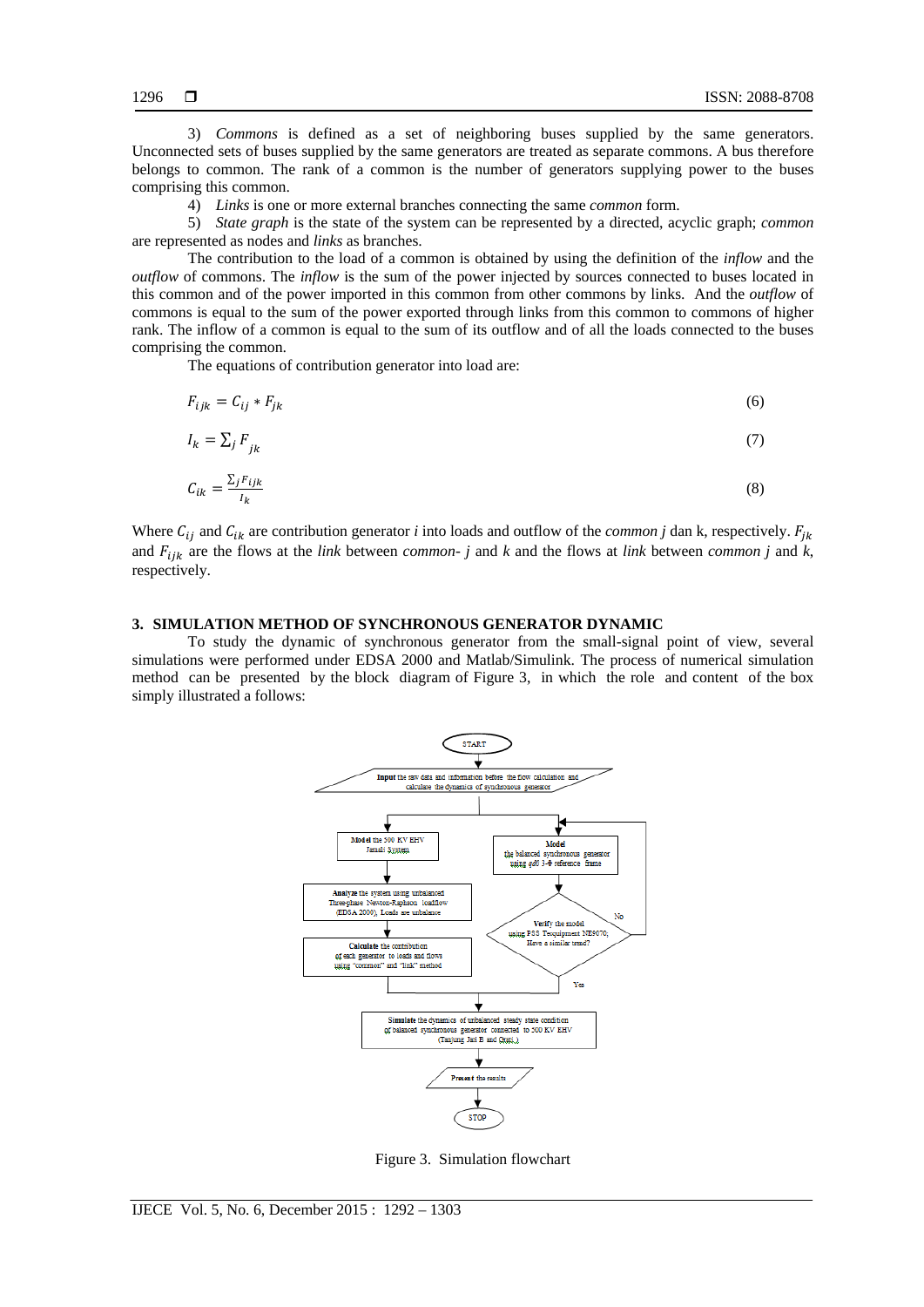3) *Commons* is defined as a set of neighboring buses supplied by the same generators. Unconnected sets of buses supplied by the same generators are treated as separate commons. A bus therefore belongs to common. The rank of a common is the number of generators supplying power to the buses comprising this common.

4) *Links* is one or more external branches connecting the same *common* form.

5) *State graph* is the state of the system can be represented by a directed, acyclic graph; *common* are represented as nodes and *links* as branches.

The contribution to the load of a common is obtained by using the definition of the *inflow* and the *outflow* of commons. The *inflow* is the sum of the power injected by sources connected to buses located in this common and of the power imported in this common from other commons by links. And the *outflow* of commons is equal to the sum of the power exported through links from this common to commons of higher rank. The inflow of a common is equal to the sum of its outflow and of all the loads connected to the buses comprising the common.

The equations of contribution generator into load are:

$$F_{ijk} = C_{ij} * F_{jk} \tag{6}$$

$$I_k = \sum_j F_{jk} \tag{7}$$

$$C_{ik} = \frac{\sum_j F_{ijk}}{I_k} \tag{8}$$

Where $C_{ij}$ and $C_{ik}$ are contribution generator *i* into loads and outflow of the *common j* dan k, respectively. $F_{jk}$ and $F_{ijk}$ are the flows at the *link* between *common- j* and *k* and the flows at *link* between *common j* and *k*, respectively.

## 3. SIMULATION METHOD OF SYNCHRONOUS GENERATOR DYNAMIC

To study the dynamic of synchronous generator from the small-signal point of view, several simulations were performed under EDSA 2000 and Matlab/Simulink. The process of numerical simulation method can be presented by the block diagram of Figure 3, in which the role and content of the box simply illustrated a follows:

Figure 3. Simulation flowchart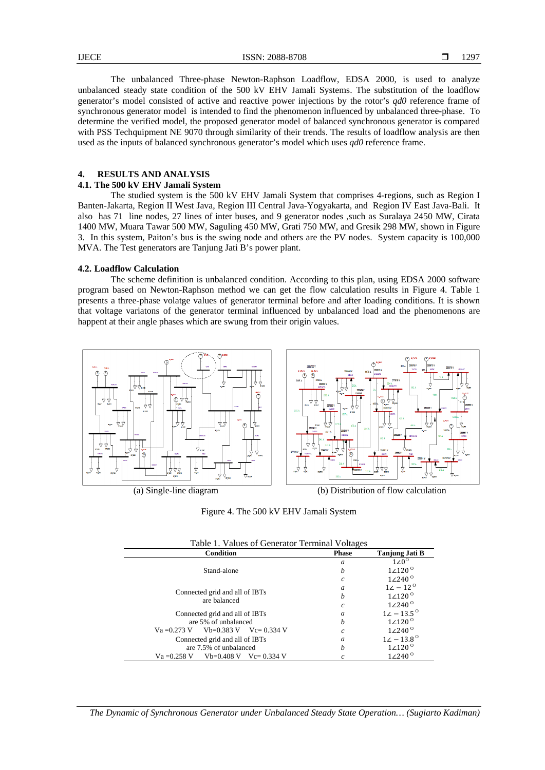The unbalanced Three-phase Newton-Raphson Loadflow, EDSA 2000, is used to analyze unbalanced steady state condition of the 500 kV EHV Jamali Systems. The substitution of the loadflow generator's model consisted of active and reactive power injections by the rotor's *qd0* reference frame of synchronous generator model is intended to find the phenomenon influenced by unbalanced three-phase. To determine the verified model, the proposed generator model of balanced synchronous generator is compared with PSS Techquipment NE 9070 through similarity of their trends. The results of loadflow analysis are then used as the inputs of balanced synchronous generator's model which uses *qd0* reference frame.

## 4. RESULTS AND ANALYSIS

### 4.1. The 500 kV EHV Jamali System

The studied system is the 500 kV EHV Jamali System that comprises 4-regions, such as Region I Banten-Jakarta, Region II West Java, Region III Central Java-Yogyakarta, and Region IV East Java-Bali. It also has 71 line nodes, 27 lines of inter buses, and 9 generator nodes ,such as Suralaya 2450 MW, Cirata 1400 MW, Muara Tawar 500 MW, Saguling 450 MW, Grati 750 MW, and Gresik 298 MW, shown in Figure 3. In this system, Paiton's bus is the swing node and others are the PV nodes. System capacity is 100,000 MVA. The Test generators are Tanjung Jati B's power plant.

### 4.2. Loadflow Calculation

The scheme definition is unbalanced condition. According to this plan, using EDSA 2000 software program based on Newton-Raphson method we can get the flow calculation results in Figure 4. Table 1 presents a three-phase volatge values of generator terminal before and after loading conditions. It is shown that voltage variatons of the generator terminal influenced by unbalanced load and the phenomenons are happent at their angle phases which are swung from their origin values.

(a) Single-line diagram (b) Distribution of flow calculation

Figure 4. The 500 kV EHV Jamali System

Table 1. Values of Generator Terminal Voltages

| Condition | Phase | Tanjung Jati B |
|---|---|---|
| Stand-alone | *a* | $1\angle 0^{O}$ |
| | *b* | $1\angle 120^{O}$ |
| | *c* | $1\angle 240^{O}$ |
| Connected grid and all of IBTs are balanced | *a* | $1\angle -12^{O}$ |
| | *b* | $1\angle 120^{O}$ |
| | *c* | $1\angle 240^{O}$ |
| Connected grid and all of IBTs are 5% of unbalanced | *a* | $1\angle -13.5^{O}$ |
| | *b* | $1\angle 120^{O}$ |
| Va =0.273 V Vb=0.383 V Vc= 0.334 V | *c* | $1\angle 240^{O}$ |
| Connected grid and all of IBTs are 7.5% of unbalanced | *a* | $1\angle -13.8^{O}$ |
| | *b* | $1\angle 120^{O}$ |
| Va =0.258 V Vb=0.408 V Vc= 0.334 V | *c* | $1\angle 240^{O}$ |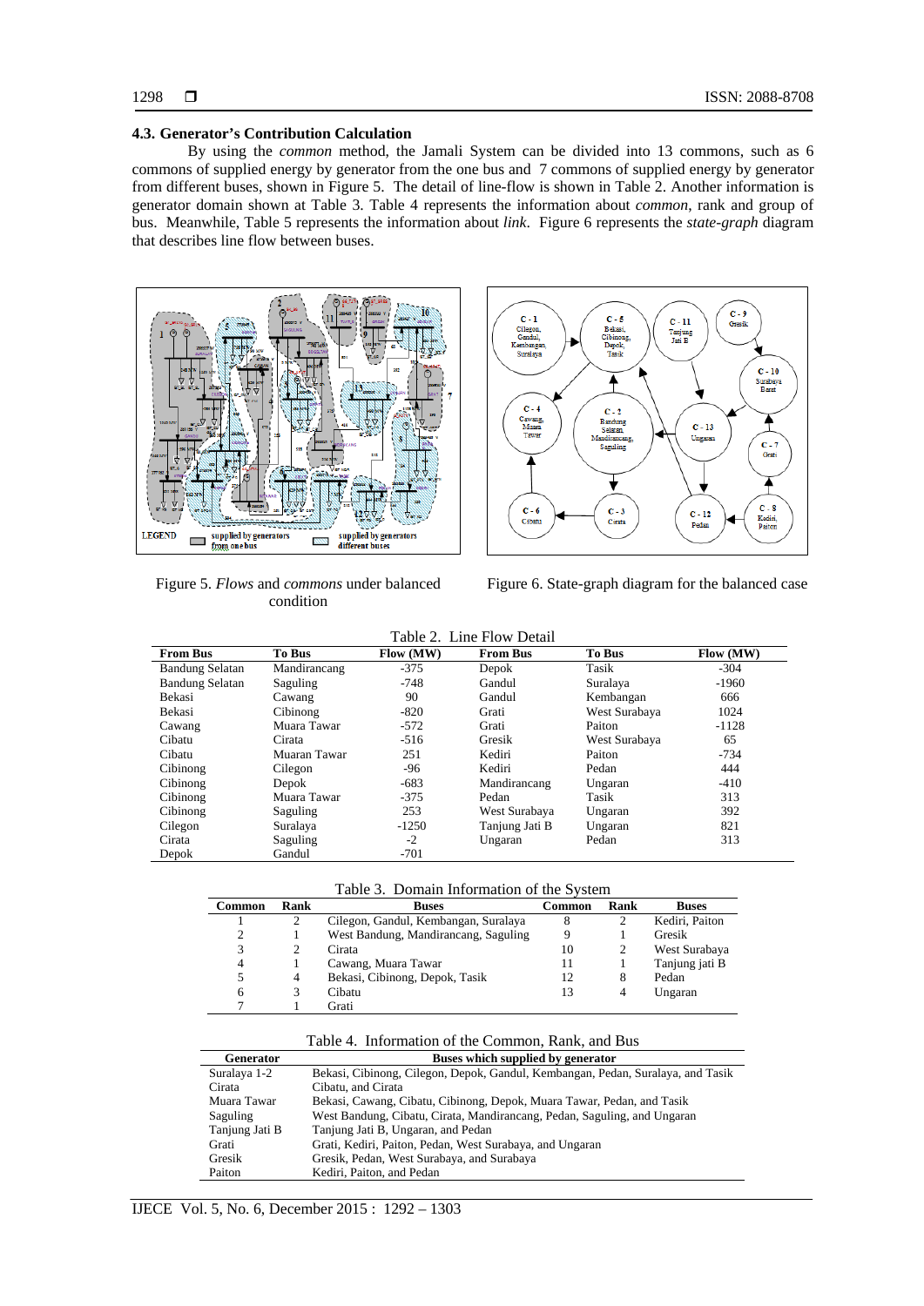### 4.3. Generator's Contribution Calculation

By using the *common* method, the Jamali System can be divided into 13 commons, such as 6 commons of supplied energy by generator from the one bus and 7 commons of supplied energy by generator from different buses, shown in Figure 5. The detail of line-flow is shown in Table 2. Another information is generator domain shown at Table 3. Table 4 represents the information about *common*, rank and group of bus. Meanwhile, Table 5 represents the information about *link*. Figure 6 represents the *state-graph* diagram that describes line flow between buses.

Figure 5. *Flows* and *commons* under balanced condition

Figure 6. State-graph diagram for the balanced case

Table 2. Line Flow Detail

| From Bus | To Bus | Flow (MW) | From Bus | To Bus | Flow (MW) |
|---|---|---|---|---|---|
| Bandung Selatan | Mandirancang | -375 | Depok | Tasik | -304 |
| Bandung Selatan | Saguling | -748 | Gandul | Suralaya | -1960 |
| Bekasi | Cawang | 90 | Gandul | Kembangan | 666 |
| Bekasi | Cibinong | -820 | Grati | West Surabaya | 1024 |
| Cawang | Muara Tawar | -572 | Grati | Paiton | -1128 |
| Cibatu | Cirata | -516 | Gresik | West Surabaya | 65 |
| Cibatu | Muaran Tawar | 251 | Kediri | Paiton | -734 |
| Cibinong | Cilegon | -96 | Kediri | Pedan | 444 |
| Cibinong | Depok | -683 | Mandirancang | Ungaran | -410 |
| Cibinong | Muara Tawar | -375 | Pedan | Tasik | 313 |
| Cibinong | Saguling | 253 | West Surabaya | Ungaran | 392 |
| Cilegon | Suralaya | -1250 | Tanjung Jati B | Ungaran | 821 |
| Cirata | Saguling | -2 | Ungaran | Pedan | 313 |
| Depok | Gandul | -701 | | | |

Table 3. Domain Information of the System

| Common | Rank | Buses | Common | Rank | Buses |
|---|---|---|---|---|---|
| 1 | 2 | Cilegon, Gandul, Kembangan, Suralaya | 8 | 2 | Kediri, Paiton |
| 2 | 1 | West Bandung, Mandirancang, Saguling | 9 | 1 | Gresik |
| 3 | 2 | Cirata | 10 | 2 | West Surabaya |
| 4 | 1 | Cawang, Muara Tawar | 11 | 1 | Tanjung jati B |
| 5 | 4 | Bekasi, Cibinong, Depok, Tasik | 12 | 8 | Pedan |
| 6 | 3 | Cibatu | 13 | 4 | Ungaran |
| 7 | 1 | Grati | | | |

Table 4. Information of the Common, Rank, and Bus

| Generator | Buses which supplied by generator |
|---|---|
| Suralaya 1-2 | Bekasi, Cibinong, Cilegon, Depok, Gandul, Kembangan, Pedan, Suralaya, and Tasik |
| Cirata | Cibatu, and Cirata |
| Muara Tawar | Bekasi, Cawang, Cibatu, Cibinong, Depok, Muara Tawar, Pedan, and Tasik |
| Saguling | West Bandung, Cibatu, Cirata, Mandirancang, Pedan, Saguling, and Ungaran |
| Tanjung Jati B | Tanjung Jati B, Ungaran, and Pedan |
| Grati | Grati, Kediri, Paiton, Pedan, West Surabaya, and Ungaran |
| Gresik | Gresik, Pedan, West Surabaya, and Surabaya |
| Paiton | Kediri, Paiton, and Pedan |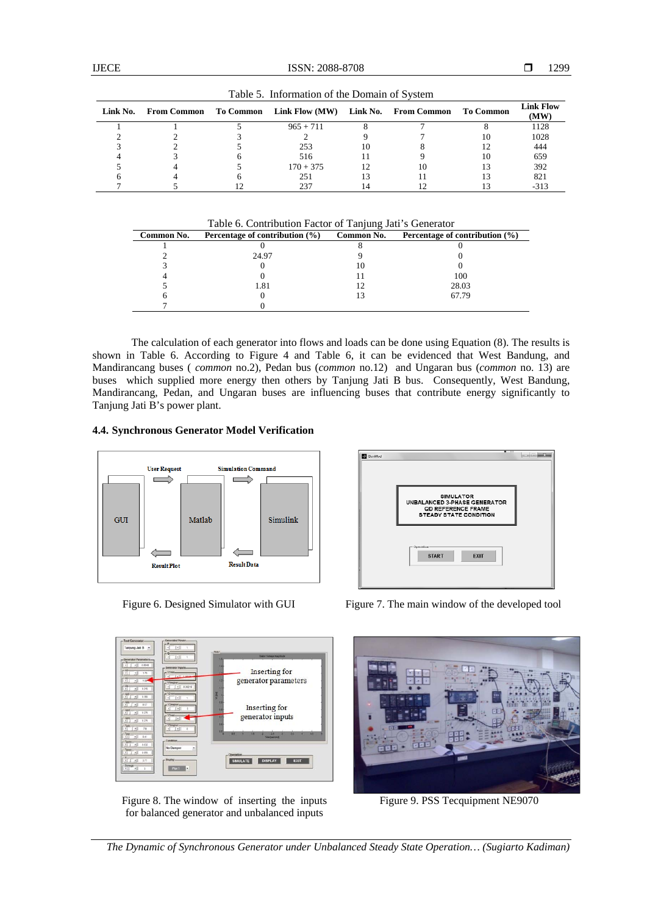Table 5. Information of the Domain of System

| Link No. | From Common | To Common | Link Flow (MW) | Link No. | From Common | To Common | Link Flow (MW) |
|---|---|---|---|---|---|---|---|
| 1 | 1 | 5 | 965 + 711 | 8 | 7 | 8 | 1128 |
| 2 | 2 | 3 | 2 | 9 | 7 | 10 | 1028 |
| 3 | 2 | 5 | 253 | 10 | 8 | 12 | 444 |
| 4 | 3 | 6 | 516 | 11 | 9 | 10 | 659 |
| 5 | 4 | 5 | 170 + 375 | 12 | 10 | 13 | 392 |
| 6 | 4 | 6 | 251 | 13 | 11 | 13 | 821 |
| 7 | 5 | 12 | 237 | 14 | 12 | 13 | -313 |

Table 6. Contribution Factor of Tanjung Jati's Generator

| Common No. | Percentage of contribution (%) | Common No. | Percentage of contribution (%) |
|---|---|---|---|
| 1 | 0 | 8 | 0 |
| 2 | 24.97 | 9 | 0 |
| 3 | 0 | 10 | 0 |
| 4 | 0 | 11 | 100 |
| 5 | 1.81 | 12 | 28.03 |
| 6 | 0 | 13 | 67.79 |
| 7 | 0 | | |

The calculation of each generator into flows and loads can be done using Equation (8). The results is shown in Table 6. According to Figure 4 and Table 6, it can be evidenced that West Bandung, and Mandirancang buses ( *common* no.2), Pedan bus (*common* no.12) and Ungaran bus (*common* no. 13) are buses which supplied more energy then others by Tanjung Jati B bus. Consequently, West Bandung, Mandirancang, Pedan, and Ungaran buses are influencing buses that contribute energy significantly to Tanjung Jati B's power plant.

### 4.4. Synchronous Generator Model Verification

Figure 6. Designed Simulator with GUI

Figure 7. The main window of the developed tool

Figure 8. The window of inserting the inputs for balanced generator and unbalanced inputs

Figure 9. PSS Tecquipment NE9070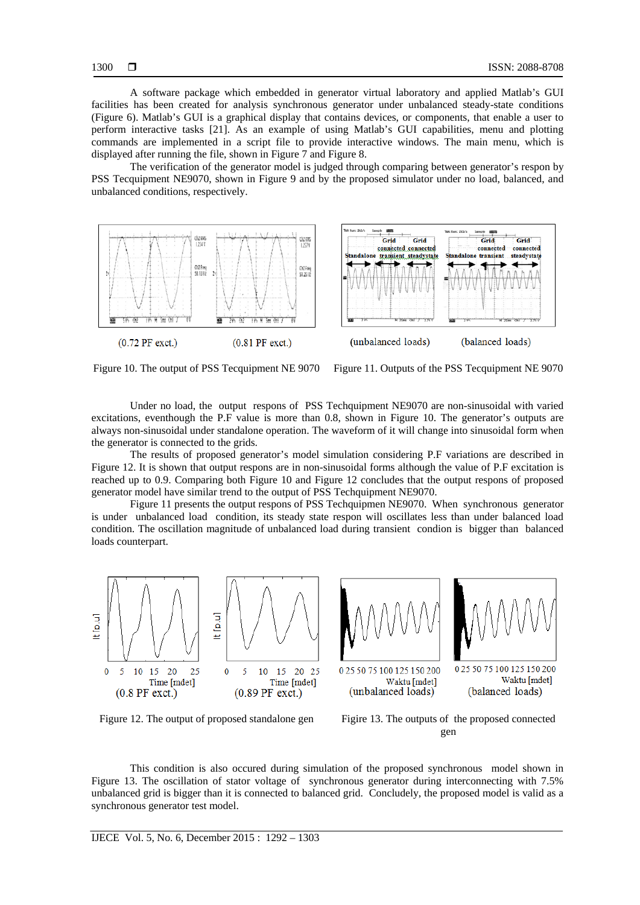A software package which embedded in generator virtual laboratory and applied Matlab's GUI facilities has been created for analysis synchronous generator under unbalanced steady-state conditions (Figure 6). Matlab's GUI is a graphical display that contains devices, or components, that enable a user to perform interactive tasks [21]. As an example of using Matlab's GUI capabilities, menu and plotting commands are implemented in a script file to provide interactive windows. The main menu, which is displayed after running the file, shown in Figure 7 and Figure 8.

The verification of the generator model is judged through comparing between generator's respon by PSS Tecquipment NE9070, shown in Figure 9 and by the proposed simulator under no load, balanced, and unbalanced conditions, respectively.

(0.72 PF exct.) (0.81 PF exct.)

Figure 10. The output of PSS Tecquipment NE 9070

(unbalanced loads) (balanced loads)

Figure 11. Outputs of the PSS Tecquipment NE 9070

Under no load, the output respons of PSS Techquipment NE9070 are non-sinusoidal with varied excitations, eventhough the P.F value is more than 0.8, shown in Figure 10. The generator's outputs are always non-sinusoidal under standalone operation. The waveform of it will change into sinusoidal form when the generator is connected to the grids.

The results of proposed generator's model simulation considering P.F variations are described in Figure 12. It is shown that output respons are in non-sinusoidal forms although the value of P.F excitation is reached up to 0.9. Comparing both Figure 10 and Figure 12 concludes that the output respons of proposed generator model have similar trend to the output of PSS Techquipment NE9070.

Figure 11 presents the output respons of PSS Techquipmen NE9070. When synchronous generator is under unbalanced load condition, its steady state respon will oscillates less than under balanced load condition. The oscillation magnitude of unbalanced load during transient condion is bigger than balanced loads counterpart.

(0.8 PF exct.) (0.89 PF exct.)

Figure 12. The output of proposed standalone gen

(unbalanced loads) (balanced loads)

Figire 13. The outputs of the proposed connected gen

This condition is also occured during simulation of the proposed synchronous model shown in Figure 13. The oscillation of stator voltage of synchronous generator during interconnecting with 7.5% unbalanced grid is bigger than it is connected to balanced grid. Concludely, the proposed model is valid as a synchronous generator test model.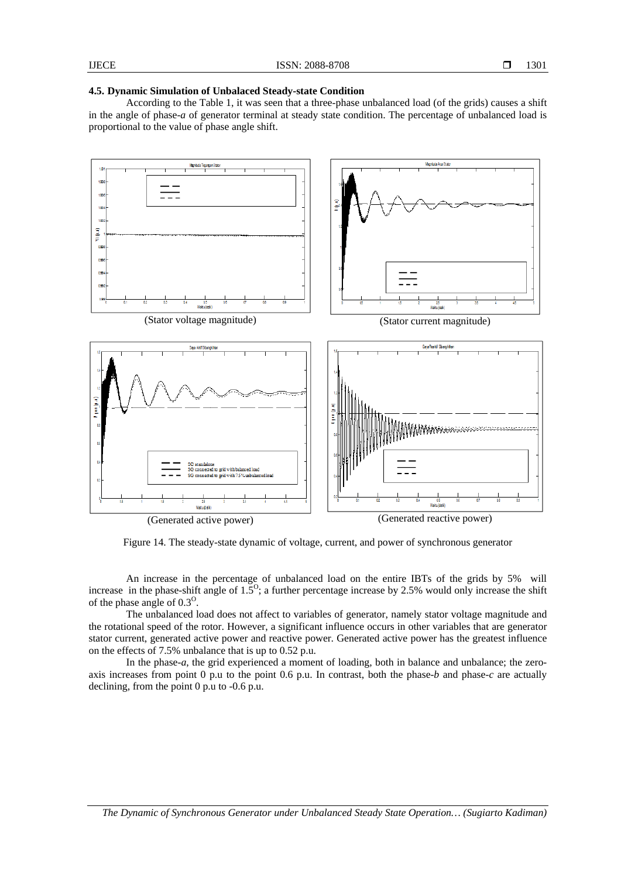#### 4.5. Dynamic Simulation of Unbalaced Steady-state Condition

According to the Table 1, it was seen that a three-phase unbalanced load (of the grids) causes a shift in the angle of phase-*a* of generator terminal at steady state condition. The percentage of unbalanced load is proportional to the value of phase angle shift.

(Stator voltage magnitude)

(Stator current magnitude)

(Generated active power)

(Generated reactive power)

Figure 14. The steady-state dynamic of voltage, current, and power of synchronous generator

An increase in the percentage of unbalanced load on the entire IBTs of the grids by 5% will increase in the phase-shift angle of $1.5^{O}$; a further percentage increase by 2.5% would only increase the shift of the phase angle of $0.3^{O}$.

The unbalanced load does not affect to variables of generator, namely stator voltage magnitude and the rotational speed of the rotor. However, a significant influence occurs in other variables that are generator stator current, generated active power and reactive power. Generated active power has the greatest influence on the effects of 7.5% unbalance that is up to 0.52 p.u.

In the phase-*a*, the grid experienced a moment of loading, both in balance and unbalance; the zero-axis increases from point 0 p.u to the point 0.6 p.u. In contrast, both the phase-*b* and phase-*c* are actually declining, from the point 0 p.u to -0.6 p.u.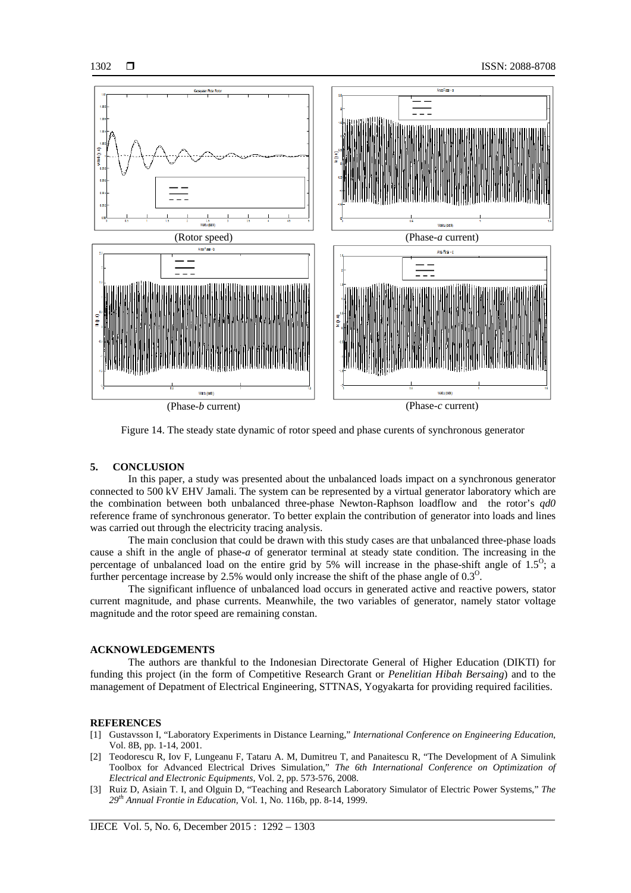(Rotor speed) (Phase-*a* current)

(Phase-*b* current) (Phase-*c* current)

Figure 14. The steady state dynamic of rotor speed and phase curents of synchronous generator

## 5. CONCLUSION

In this paper, a study was presented about the unbalanced loads impact on a synchronous generator connected to 500 kV EHV Jamali. The system can be represented by a virtual generator laboratory which are the combination between both unbalanced three-phase Newton-Raphson loadflow and the rotor's *qd0* reference frame of synchronous generator. To better explain the contribution of generator into loads and lines was carried out through the electricity tracing analysis.

The main conclusion that could be drawn with this study cases are that unbalanced three-phase loads cause a shift in the angle of phase-*a* of generator terminal at steady state condition. The increasing in the percentage of unbalanced load on the entire grid by 5% will increase in the phase-shift angle of $1.5^{O}$; a further percentage increase by 2.5% would only increase the shift of the phase angle of $0.3^{O}$.

The significant influence of unbalanced load occurs in generated active and reactive powers, stator current magnitude, and phase currents. Meanwhile, the two variables of generator, namely stator voltage magnitude and the rotor speed are remaining constan.

## ACKNOWLEDGEMENTS

The authors are thankful to the Indonesian Directorate General of Higher Education (DIKTI) for funding this project (in the form of Competitive Research Grant or *Penelitian Hibah Bersaing*) and to the management of Depatment of Electrical Engineering, STTNAS, Yogyakarta for providing required facilities.

## REFERENCES

[1] Gustavsson I, "Laboratory Experiments in Distance Learning," *International Conference on Engineering Education*, Vol. 8B, pp. 1-14, 2001.

[2] Teodorescu R, Iov F, Lungeanu F, Tataru A. M, Dumitreu T, and Panaitescu R, "The Development of A Simulink Toolbox for Advanced Electrical Drives Simulation," *The 6th International Conference on Optimization of Electrical and Electronic Equipments*, Vol. 2, pp. 573-576, 2008.

[3] Ruiz D, Asiain T. I, and Olguin D, "Teaching and Research Laboratory Simulator of Electric Power Systems," *The 29th Annual Frontie in Education*, Vol. 1, No. 116b, pp. 8-14, 1999.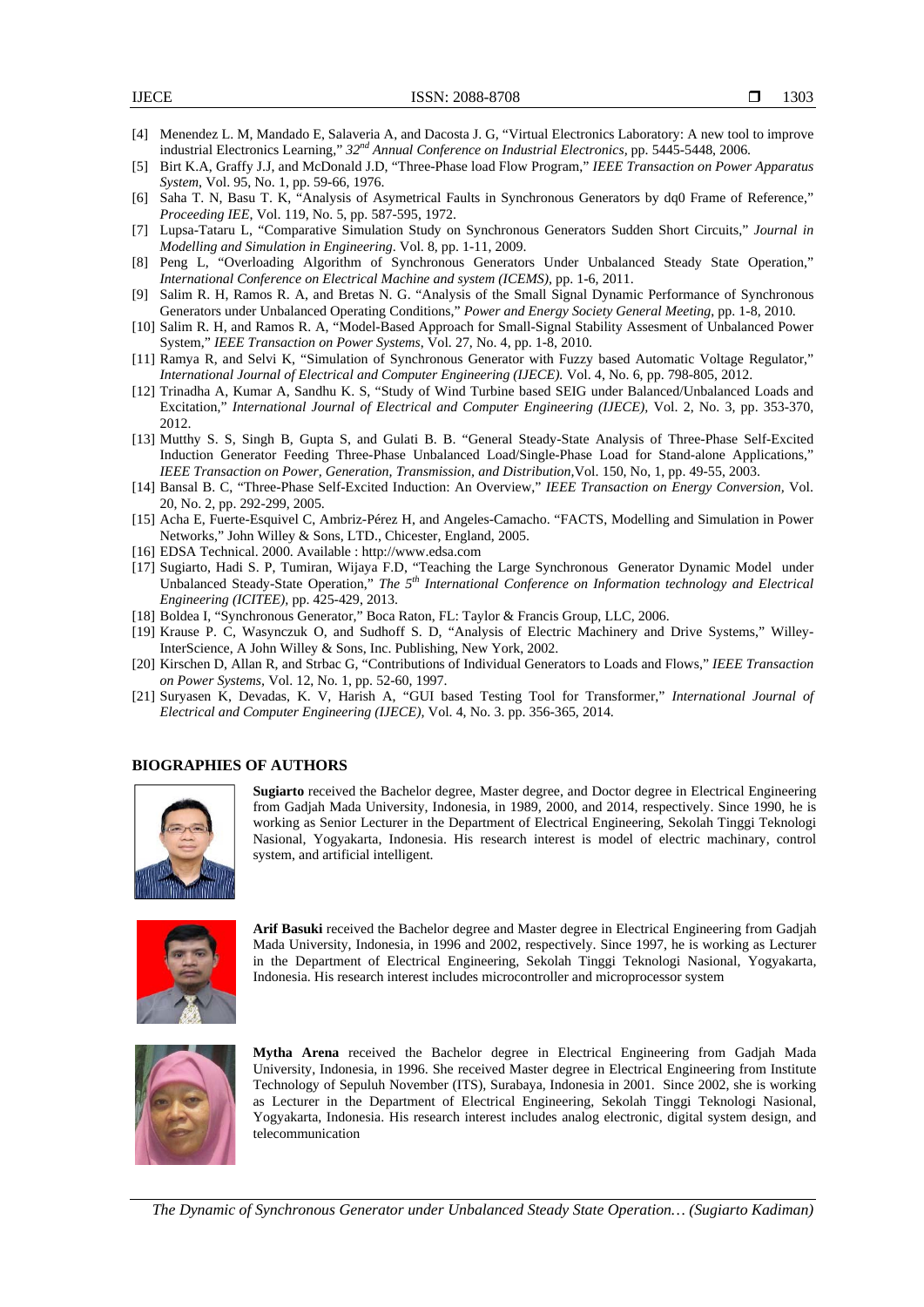[4] Menendez L. M, Mandado E, Salaveria A, and Dacosta J. G, "Virtual Electronics Laboratory: A new tool to improve industrial Electronics Learning," *32nd Annual Conference on Industrial Electronics*, pp. 5445-5448, 2006.

[5] Birt K.A, Graffy J.J, and McDonald J.D, "Three-Phase load Flow Program," *IEEE Transaction on Power Apparatus System*, Vol. 95, No. 1, pp. 59-66, 1976.

[6] Saha T. N, Basu T. K, "Analysis of Asymetrical Faults in Synchronous Generators by dq0 Frame of Reference," *Proceeding IEE*, Vol. 119, No. 5, pp. 587-595, 1972.

[7] Lupsa-Tataru L, "Comparative Simulation Study on Synchronous Generators Sudden Short Circuits," *Journal in Modelling and Simulation in Engineering*. Vol. 8, pp. 1-11, 2009.

[8] Peng L, "Overloading Algorithm of Synchronous Generators Under Unbalanced Steady State Operation," *International Conference on Electrical Machine and system (ICEMS)*, pp. 1-6, 2011.

[9] Salim R. H, Ramos R. A, and Bretas N. G. "Analysis of the Small Signal Dynamic Performance of Synchronous Generators under Unbalanced Operating Conditions," *Power and Energy Society General Meeting*, pp. 1-8, 2010.

[10] Salim R. H, and Ramos R. A, "Model-Based Approach for Small-Signal Stability Assesment of Unbalanced Power System," *IEEE Transaction on Power Systems*, Vol. 27, No. 4, pp. 1-8, 2010.

[11] Ramya R, and Selvi K, "Simulation of Synchronous Generator with Fuzzy based Automatic Voltage Regulator," *International Journal of Electrical and Computer Engineering (IJECE)*. Vol. 4, No. 6, pp. 798-805, 2012.

[12] Trinadha A, Kumar A, Sandhu K. S, "Study of Wind Turbine based SEIG under Balanced/Unbalanced Loads and Excitation," *International Journal of Electrical and Computer Engineering (IJECE)*, Vol. 2, No. 3, pp. 353-370, 2012.

[13] Mutthy S. S, Singh B, Gupta S, and Gulati B. B. "General Steady-State Analysis of Three-Phase Self-Excited Induction Generator Feeding Three-Phase Unbalanced Load/Single-Phase Load for Stand-alone Applications," *IEEE Transaction on Power, Generation, Transmission, and Distribution*, Vol. 150, No, 1, pp. 49-55, 2003.

[14] Bansal B. C, "Three-Phase Self-Excited Induction: An Overview," *IEEE Transaction on Energy Conversion*, Vol. 20, No. 2, pp. 292-299, 2005.

[15] Acha E, Fuerte-Esquivel C, Ambriz-Pérez H, and Angeles-Camacho. "FACTS, Modelling and Simulation in Power Networks," John Willey & Sons, LTD., Chicester, England, 2005.

[16] EDSA Technical. 2000. Available : http://www.edsa.com

[17] Sugiarto, Hadi S. P, Tumiran, Wijaya F.D, "Teaching the Large Synchronous Generator Dynamic Model under Unbalanced Steady-State Operation," *The 5th International Conference on Information technology and Electrical Engineering (ICITEE)*, pp. 425-429, 2013.

[18] Boldea I, "Synchronous Generator," Boca Raton, FL: Taylor & Francis Group, LLC, 2006.

[19] Krause P. C, Wasynczuk O, and Sudhoff S. D, "Analysis of Electric Machinery and Drive Systems," Willey-InterScience, A John Willey & Sons, Inc. Publishing, New York, 2002.

[20] Kirschen D, Allan R, and Strbac G, "Contributions of Individual Generators to Loads and Flows," *IEEE Transaction on Power Systems*, Vol. 12, No. 1, pp. 52-60, 1997.

[21] Suryasen K, Devadas, K. V, Harish A, "GUI based Testing Tool for Transformer," *International Journal of Electrical and Computer Engineering (IJECE)*, Vol. 4, No. 3. pp. 356-365, 2014.

## BIOGRAPHIES OF AUTHORS

**Sugiarto** received the Bachelor degree, Master degree, and Doctor degree in Electrical Engineering from Gadjah Mada University, Indonesia, in 1989, 2000, and 2014, respectively. Since 1990, he is working as Senior Lecturer in the Department of Electrical Engineering, Sekolah Tinggi Teknologi Nasional, Yogyakarta, Indonesia. His research interest is model of electric machinary, control system, and artificial intelligent.

**Arif Basuki** received the Bachelor degree and Master degree in Electrical Engineering from Gadjah Mada University, Indonesia, in 1996 and 2002, respectively. Since 1997, he is working as Lecturer in the Department of Electrical Engineering, Sekolah Tinggi Teknologi Nasional, Yogyakarta, Indonesia. His research interest includes microcontroller and microprocessor system

**Mytha Arena** received the Bachelor degree in Electrical Engineering from Gadjah Mada University, Indonesia, in 1996. She received Master degree in Electrical Engineering from Institute Technology of Sepuluh November (ITS), Surabaya, Indonesia in 2001. Since 2002, she is working as Lecturer in the Department of Electrical Engineering, Sekolah Tinggi Teknologi Nasional, Yogyakarta, Indonesia. His research interest includes analog electronic, digital system design, and telecommunication